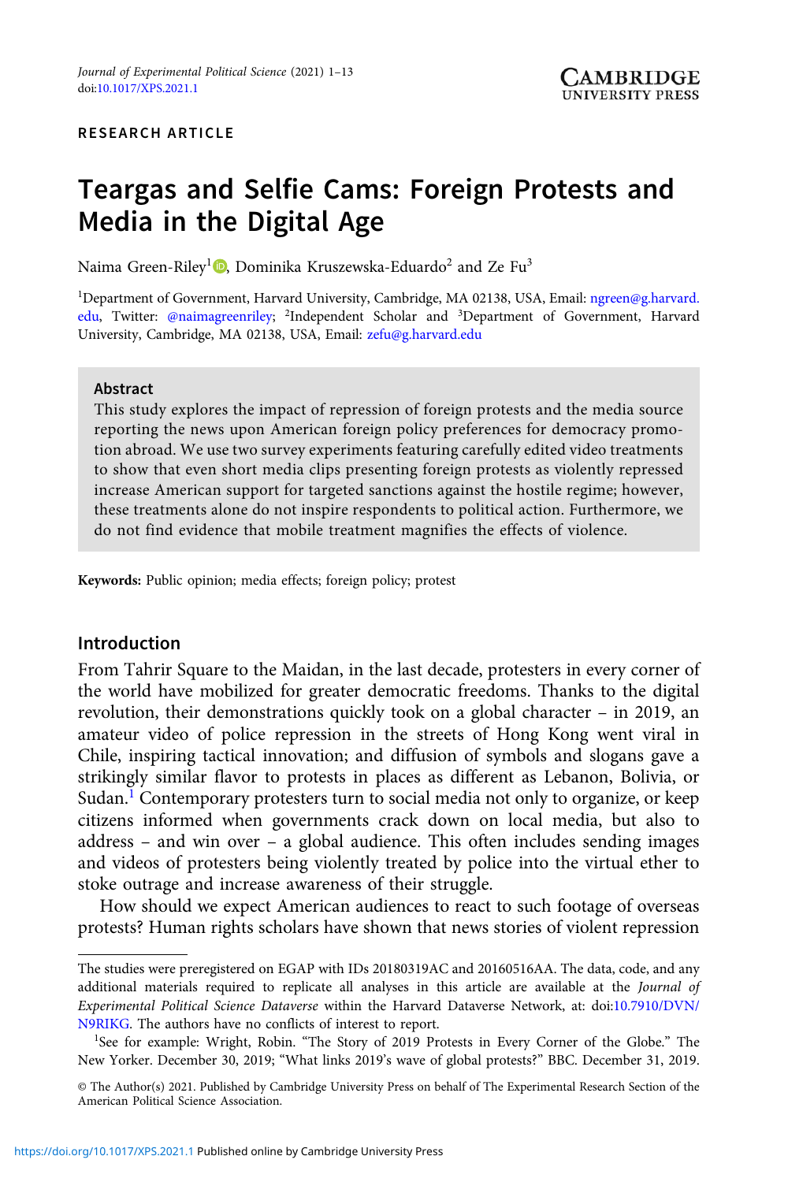RESEARCH ARTICLE

# Teargas and Selfie Cams: Foreign Protests and Media in the Digital Age

Naima Green-Riley[1], Dominika Kruszewska-Eduardo[2] and Ze Fu[3]

[1]Department of Government, Harvard University, Cambridge, MA 02138, USA, Email: ngreen@g.harvard.edu, Twitter: @naimagreenriley; [2]Independent Scholar and [3]Department of Government, Harvard University, Cambridge, MA 02138, USA, Email: zefu@g.harvard.edu

## Abstract

This study explores the impact of repression of foreign protests and the media source reporting the news upon American foreign policy preferences for democracy promotion abroad. We use two survey experiments featuring carefully edited video treatments to show that even short media clips presenting foreign protests as violently repressed increase American support for targeted sanctions against the hostile regime; however, these treatments alone do not inspire respondents to political action. Furthermore, we do not find evidence that mobile treatment magnifies the effects of violence.

**Keywords:** Public opinion; media effects; foreign policy; protest

## Introduction

From Tahrir Square to the Maidan, in the last decade, protesters in every corner of the world have mobilized for greater democratic freedoms. Thanks to the digital revolution, their demonstrations quickly took on a global character – in 2019, an amateur video of police repression in the streets of Hong Kong went viral in Chile, inspiring tactical innovation; and diffusion of symbols and slogans gave a strikingly similar flavor to protests in places as different as Lebanon, Bolivia, or Sudan.[1] Contemporary protesters turn to social media not only to organize, or keep citizens informed when governments crack down on local media, but also to address – and win over – a global audience. This often includes sending images and videos of protesters being violently treated by police into the virtual ether to stoke outrage and increase awareness of their struggle.

How should we expect American audiences to react to such footage of overseas protests? Human rights scholars have shown that news stories of violent repression

---

The studies were preregistered on EGAP with IDs 20180319AC and 20160516AA. The data, code, and any additional materials required to replicate all analyses in this article are available at the *Journal of Experimental Political Science Dataverse* within the Harvard Dataverse Network, at: doi:10.7910/DVN/N9RIKG. The authors have no conflicts of interest to report.

[1]See for example: Wright, Robin. "The Story of 2019 Protests in Every Corner of the Globe." The New Yorker. December 30, 2019; "What links 2019's wave of global protests?" BBC. December 31, 2019.

© The Author(s) 2021. Published by Cambridge University Press on behalf of The Experimental Research Section of the American Political Science Association.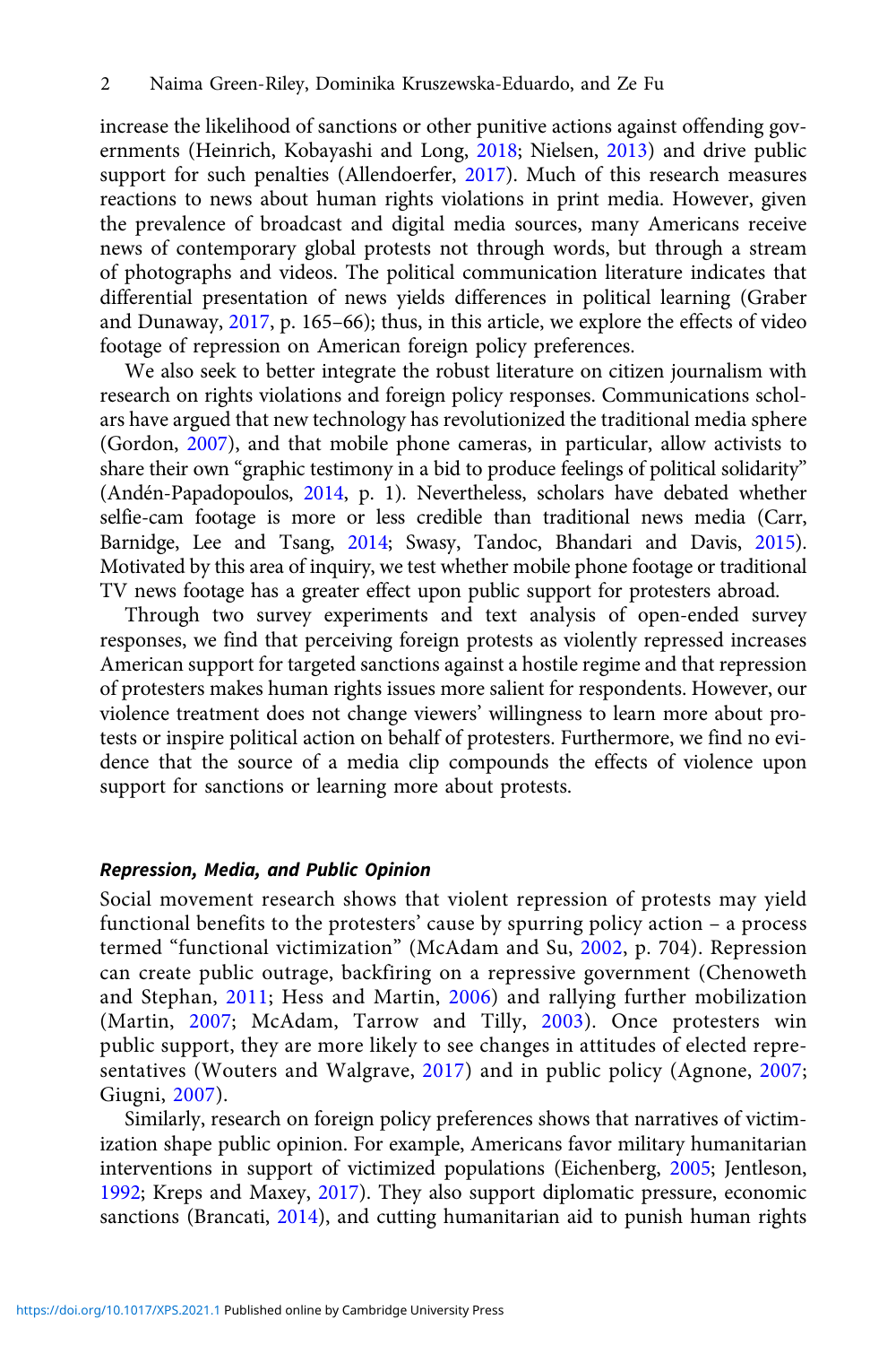increase the likelihood of sanctions or other punitive actions against offending governments (Heinrich, Kobayashi and Long, 2018; Nielsen, 2013) and drive public support for such penalties (Allendoerfer, 2017). Much of this research measures reactions to news about human rights violations in print media. However, given the prevalence of broadcast and digital media sources, many Americans receive news of contemporary global protests not through words, but through a stream of photographs and videos. The political communication literature indicates that differential presentation of news yields differences in political learning (Graber and Dunaway, 2017, p. 165–66); thus, in this article, we explore the effects of video footage of repression on American foreign policy preferences.

We also seek to better integrate the robust literature on citizen journalism with research on rights violations and foreign policy responses. Communications scholars have argued that new technology has revolutionized the traditional media sphere (Gordon, 2007), and that mobile phone cameras, in particular, allow activists to share their own "graphic testimony in a bid to produce feelings of political solidarity" (Andén-Papadopoulos, 2014, p. 1). Nevertheless, scholars have debated whether selfie-cam footage is more or less credible than traditional news media (Carr, Barnidge, Lee and Tsang, 2014; Swasy, Tandoc, Bhandari and Davis, 2015). Motivated by this area of inquiry, we test whether mobile phone footage or traditional TV news footage has a greater effect upon public support for protesters abroad.

Through two survey experiments and text analysis of open-ended survey responses, we find that perceiving foreign protests as violently repressed increases American support for targeted sanctions against a hostile regime and that repression of protesters makes human rights issues more salient for respondents. However, our violence treatment does not change viewers' willingness to learn more about protests or inspire political action on behalf of protesters. Furthermore, we find no evidence that the source of a media clip compounds the effects of violence upon support for sanctions or learning more about protests.

## Repression, Media, and Public Opinion

Social movement research shows that violent repression of protests may yield functional benefits to the protesters' cause by spurring policy action – a process termed "functional victimization" (McAdam and Su, 2002, p. 704). Repression can create public outrage, backfiring on a repressive government (Chenoweth and Stephan, 2011; Hess and Martin, 2006) and rallying further mobilization (Martin, 2007; McAdam, Tarrow and Tilly, 2003). Once protesters win public support, they are more likely to see changes in attitudes of elected representatives (Wouters and Walgrave, 2017) and in public policy (Agnone, 2007; Giugni, 2007).

Similarly, research on foreign policy preferences shows that narratives of victimization shape public opinion. For example, Americans favor military humanitarian interventions in support of victimized populations (Eichenberg, 2005; Jentleson, 1992; Kreps and Maxey, 2017). They also support diplomatic pressure, economic sanctions (Brancati, 2014), and cutting humanitarian aid to punish human rights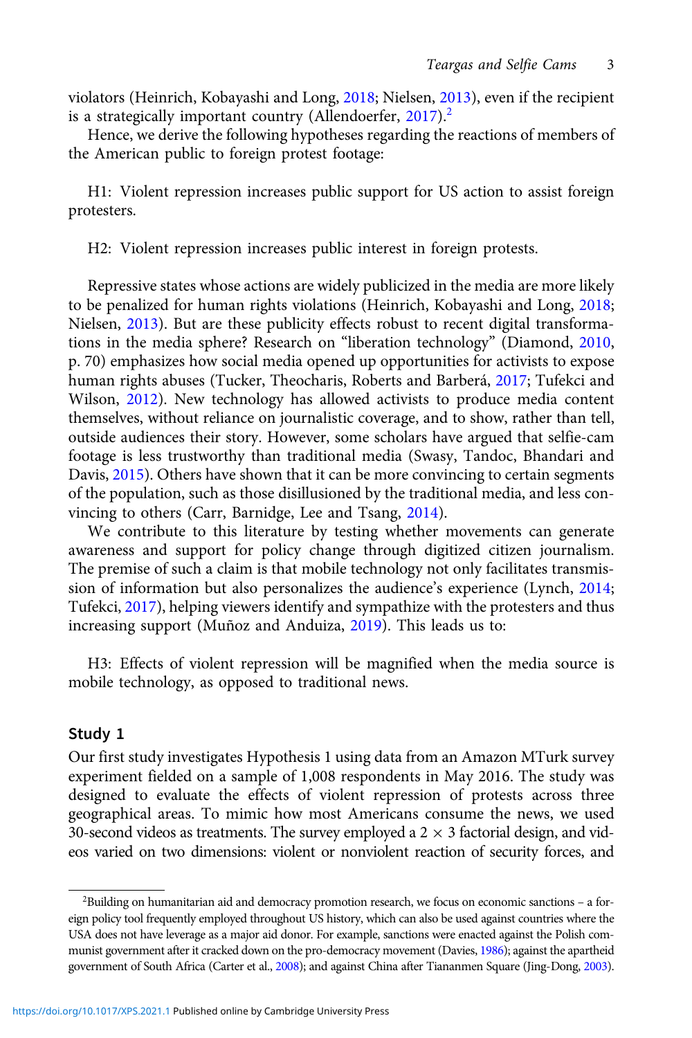violators (Heinrich, Kobayashi and Long, 2018; Nielsen, 2013), even if the recipient is a strategically important country (Allendoerfer, 2017).[2]

Hence, we derive the following hypotheses regarding the reactions of members of the American public to foreign protest footage:

H1: Violent repression increases public support for US action to assist foreign protesters.

H2: Violent repression increases public interest in foreign protests.

Repressive states whose actions are widely publicized in the media are more likely to be penalized for human rights violations (Heinrich, Kobayashi and Long, 2018; Nielsen, 2013). But are these publicity effects robust to recent digital transformations in the media sphere? Research on "liberation technology" (Diamond, 2010, p. 70) emphasizes how social media opened up opportunities for activists to expose human rights abuses (Tucker, Theocharis, Roberts and Barberá, 2017; Tufekci and Wilson, 2012). New technology has allowed activists to produce media content themselves, without reliance on journalistic coverage, and to show, rather than tell, outside audiences their story. However, some scholars have argued that selfie-cam footage is less trustworthy than traditional media (Swasy, Tandoc, Bhandari and Davis, 2015). Others have shown that it can be more convincing to certain segments of the population, such as those disillusioned by the traditional media, and less convincing to others (Carr, Barnidge, Lee and Tsang, 2014).

We contribute to this literature by testing whether movements can generate awareness and support for policy change through digitized citizen journalism. The premise of such a claim is that mobile technology not only facilitates transmission of information but also personalizes the audience's experience (Lynch, 2014; Tufekci, 2017), helping viewers identify and sympathize with the protesters and thus increasing support (Muñoz and Anduiza, 2019). This leads us to:

H3: Effects of violent repression will be magnified when the media source is mobile technology, as opposed to traditional news.

## Study 1

Our first study investigates Hypothesis 1 using data from an Amazon MTurk survey experiment fielded on a sample of 1,008 respondents in May 2016. The study was designed to evaluate the effects of violent repression of protests across three geographical areas. To mimic how most Americans consume the news, we used 30-second videos as treatments. The survey employed a $2 \times 3$ factorial design, and videos varied on two dimensions: violent or nonviolent reaction of security forces, and

[2]Building on humanitarian aid and democracy promotion research, we focus on economic sanctions – a foreign policy tool frequently employed throughout US history, which can also be used against countries where the USA does not have leverage as a major aid donor. For example, sanctions were enacted against the Polish communist government after it cracked down on the pro-democracy movement (Davies, 1986); against the apartheid government of South Africa (Carter et al., 2008); and against China after Tiananmen Square (Jing-Dong, 2003).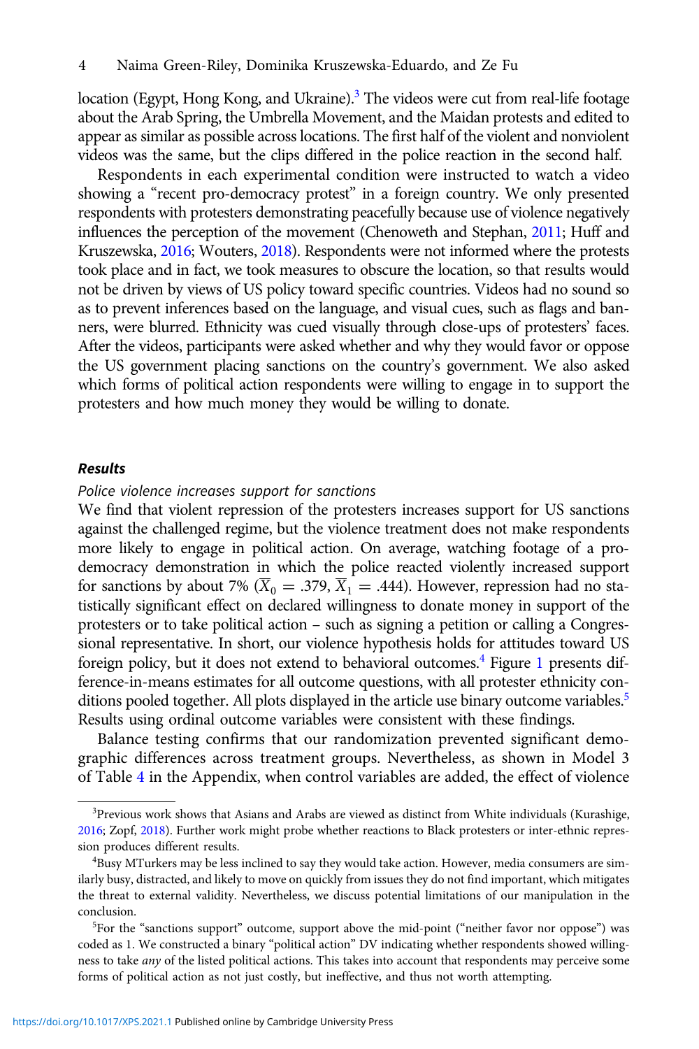location (Egypt, Hong Kong, and Ukraine).[3] The videos were cut from real-life footage about the Arab Spring, the Umbrella Movement, and the Maidan protests and edited to appear as similar as possible across locations. The first half of the violent and nonviolent videos was the same, but the clips differed in the police reaction in the second half.

Respondents in each experimental condition were instructed to watch a video showing a "recent pro-democracy protest" in a foreign country. We only presented respondents with protesters demonstrating peacefully because use of violence negatively influences the perception of the movement (Chenoweth and Stephan, 2011; Huff and Kruszewska, 2016; Wouters, 2018). Respondents were not informed where the protests took place and in fact, we took measures to obscure the location, so that results would not be driven by views of US policy toward specific countries. Videos had no sound so as to prevent inferences based on the language, and visual cues, such as flags and banners, were blurred. Ethnicity was cued visually through close-ups of protesters' faces. After the videos, participants were asked whether and why they would favor or oppose the US government placing sanctions on the country's government. We also asked which forms of political action respondents were willing to engage in to support the protesters and how much money they would be willing to donate.

## Results

*Police violence increases support for sanctions*

We find that violent repression of the protesters increases support for US sanctions against the challenged regime, but the violence treatment does not make respondents more likely to engage in political action. On average, watching footage of a pro-democracy demonstration in which the police reacted violently increased support for sanctions by about 7% ($\overline{X}_0 = .379$, $\overline{X}_1 = .444$). However, repression had no statistically significant effect on declared willingness to donate money in support of the protesters or to take political action – such as signing a petition or calling a Congressional representative. In short, our violence hypothesis holds for attitudes toward US foreign policy, but it does not extend to behavioral outcomes.[4] Figure 1 presents difference-in-means estimates for all outcome questions, with all protester ethnicity conditions pooled together. All plots displayed in the article use binary outcome variables.[5] Results using ordinal outcome variables were consistent with these findings.

Balance testing confirms that our randomization prevented significant demographic differences across treatment groups. Nevertheless, as shown in Model 3 of Table 4 in the Appendix, when control variables are added, the effect of violence

[3]Previous work shows that Asians and Arabs are viewed as distinct from White individuals (Kurashige, 2016; Zopf, 2018). Further work might probe whether reactions to Black protesters or inter-ethnic repression produces different results.

[4]Busy MTurkers may be less inclined to say they would take action. However, media consumers are similarly busy, distracted, and likely to move on quickly from issues they do not find important, which mitigates the threat to external validity. Nevertheless, we discuss potential limitations of our manipulation in the conclusion.

[5]For the "sanctions support" outcome, support above the mid-point ("neither favor nor oppose") was coded as 1. We constructed a binary "political action" DV indicating whether respondents showed willingness to take *any* of the listed political actions. This takes into account that respondents may perceive some forms of political action as not just costly, but ineffective, and thus not worth attempting.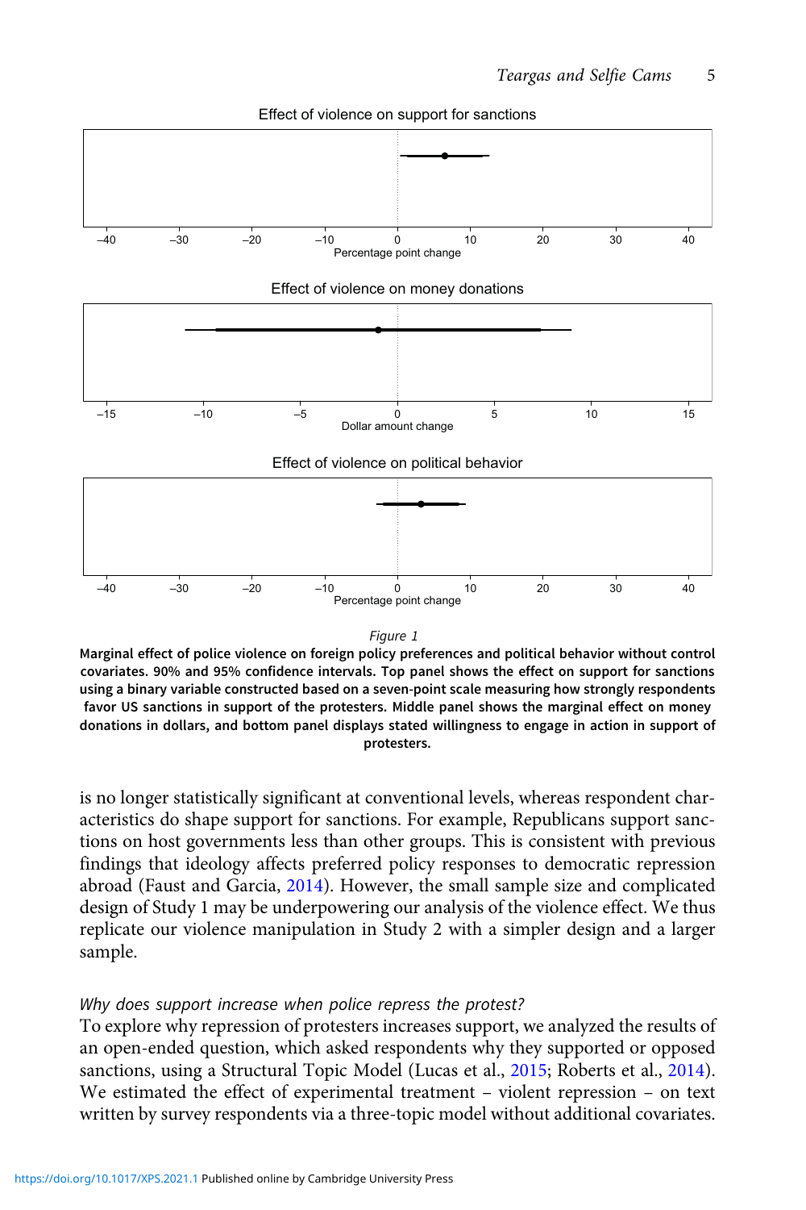Figure 1

**Marginal effect of police violence on foreign policy preferences and political behavior without control covariates. 90% and 95% confidence intervals. Top panel shows the effect on support for sanctions using a binary variable constructed based on a seven-point scale measuring how strongly respondents favor US sanctions in support of the protesters. Middle panel shows the marginal effect on money donations in dollars, and bottom panel displays stated willingness to engage in action in support of protesters.**

is no longer statistically significant at conventional levels, whereas respondent characteristics do shape support for sanctions. For example, Republicans support sanctions on host governments less than other groups. This is consistent with previous findings that ideology affects preferred policy responses to democratic repression abroad (Faust and Garcia, 2014). However, the small sample size and complicated design of Study 1 may be underpowering our analysis of the violence effect. We thus replicate our violence manipulation in Study 2 with a simpler design and a larger sample.

*Why does support increase when police repress the protest?*

To explore why repression of protesters increases support, we analyzed the results of an open-ended question, which asked respondents why they supported or opposed sanctions, using a Structural Topic Model (Lucas et al., 2015; Roberts et al., 2014). We estimated the effect of experimental treatment – violent repression – on text written by survey respondents via a three-topic model without additional covariates.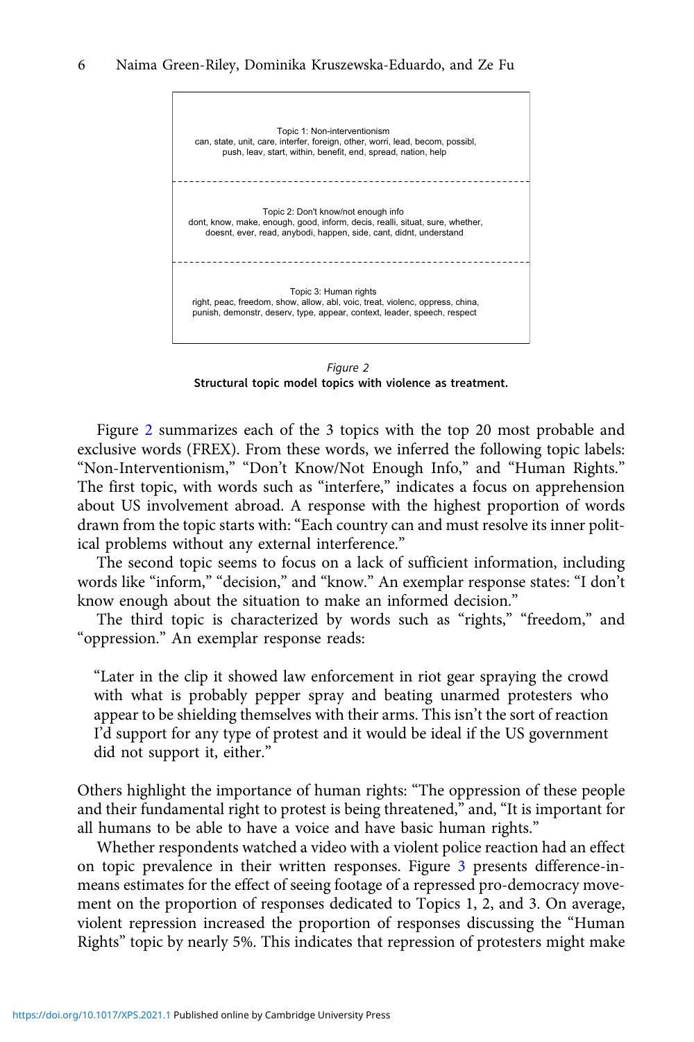Topic 1: Non-interventionism
can, state, unit, care, interfer, foreign, other, worri, lead, becom, possibl, push, leav, start, within, benefit, end, spread, nation, help

Topic 2: Don't know/not enough info
dont, know, make, enough, good, inform, decis, realli, situat, sure, whether, doesnt, ever, read, anybodi, happen, side, cant, didnt, understand

Topic 3: Human rights
right, peac, freedom, show, allow, abl, voic, treat, violenc, oppress, china, punish, demonstr, deserv, type, appear, context, leader, speech, respect

*Figure 2*
**Structural topic model topics with violence as treatment.**

Figure 2 summarizes each of the 3 topics with the top 20 most probable and exclusive words (FREX). From these words, we inferred the following topic labels: "Non-Interventionism," "Don't Know/Not Enough Info," and "Human Rights." The first topic, with words such as "interfere," indicates a focus on apprehension about US involvement abroad. A response with the highest proportion of words drawn from the topic starts with: "Each country can and must resolve its inner political problems without any external interference."

The second topic seems to focus on a lack of sufficient information, including words like "inform," "decision," and "know." An exemplar response states: "I don't know enough about the situation to make an informed decision."

The third topic is characterized by words such as "rights," "freedom," and "oppression." An exemplar response reads:

> "Later in the clip it showed law enforcement in riot gear spraying the crowd with what is probably pepper spray and beating unarmed protesters who appear to be shielding themselves with their arms. This isn't the sort of reaction I'd support for any type of protest and it would be ideal if the US government did not support it, either."

Others highlight the importance of human rights: "The oppression of these people and their fundamental right to protest is being threatened," and, "It is important for all humans to be able to have a voice and have basic human rights."

Whether respondents watched a video with a violent police reaction had an effect on topic prevalence in their written responses. Figure 3 presents difference-in-means estimates for the effect of seeing footage of a repressed pro-democracy movement on the proportion of responses dedicated to Topics 1, 2, and 3. On average, violent repression increased the proportion of responses discussing the "Human Rights" topic by nearly 5%. This indicates that repression of protesters might make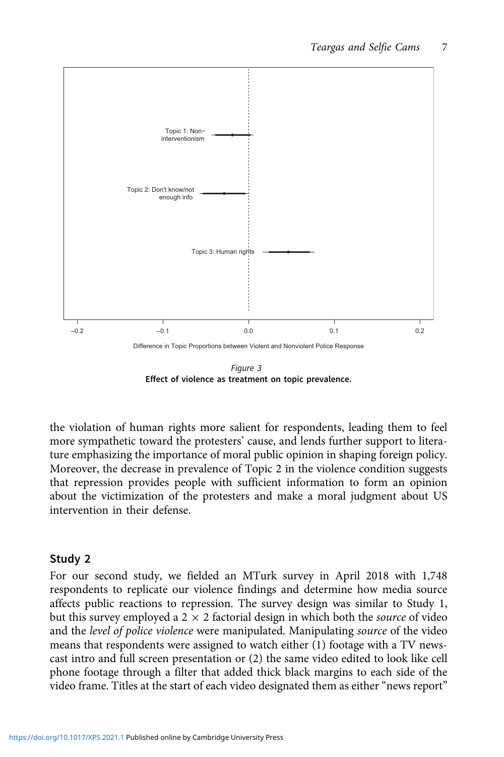Figure 3
**Effect of violence as treatment on topic prevalence.**

the violation of human rights more salient for respondents, leading them to feel more sympathetic toward the protesters' cause, and lends further support to literature emphasizing the importance of moral public opinion in shaping foreign policy. Moreover, the decrease in prevalence of Topic 2 in the violence condition suggests that repression provides people with sufficient information to form an opinion about the victimization of the protesters and make a moral judgment about US intervention in their defense.

## Study 2

For our second study, we fielded an MTurk survey in April 2018 with 1,748 respondents to replicate our violence findings and determine how media source affects public reactions to repression. The survey design was similar to Study 1, but this survey employed a $2 \times 2$ factorial design in which both the *source* of video and the *level of police violence* were manipulated. Manipulating *source* of the video means that respondents were assigned to watch either (1) footage with a TV newscast intro and full screen presentation or (2) the same video edited to look like cell phone footage through a filter that added thick black margins to each side of the video frame. Titles at the start of each video designated them as either "news report"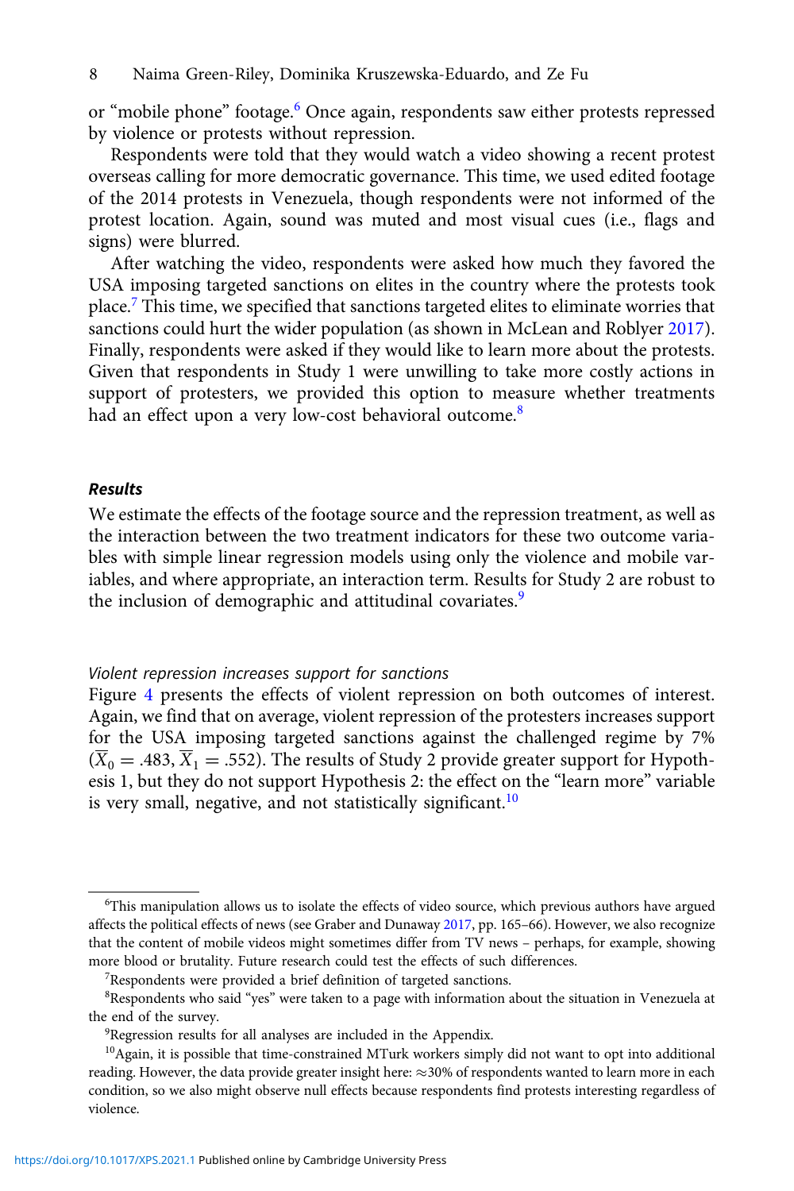or "mobile phone" footage.[6] Once again, respondents saw either protests repressed by violence or protests without repression.

Respondents were told that they would watch a video showing a recent protest overseas calling for more democratic governance. This time, we used edited footage of the 2014 protests in Venezuela, though respondents were not informed of the protest location. Again, sound was muted and most visual cues (i.e., flags and signs) were blurred.

After watching the video, respondents were asked how much they favored the USA imposing targeted sanctions on elites in the country where the protests took place.[7] This time, we specified that sanctions targeted elites to eliminate worries that sanctions could hurt the wider population (as shown in McLean and Roblyer 2017). Finally, respondents were asked if they would like to learn more about the protests. Given that respondents in Study 1 were unwilling to take more costly actions in support of protesters, we provided this option to measure whether treatments had an effect upon a very low-cost behavioral outcome.[8]

### Results

We estimate the effects of the footage source and the repression treatment, as well as the interaction between the two treatment indicators for these two outcome variables with simple linear regression models using only the violence and mobile variables, and where appropriate, an interaction term. Results for Study 2 are robust to the inclusion of demographic and attitudinal covariates.[9]

#### *Violent repression increases support for sanctions*

Figure 4 presents the effects of violent repression on both outcomes of interest. Again, we find that on average, violent repression of the protesters increases support for the USA imposing targeted sanctions against the challenged regime by 7% ($\overline{X}_0 = .483$, $\overline{X}_1 = .552$). The results of Study 2 provide greater support for Hypothesis 1, but they do not support Hypothesis 2: the effect on the "learn more" variable is very small, negative, and not statistically significant.[10]

---

[6] This manipulation allows us to isolate the effects of video source, which previous authors have argued affects the political effects of news (see Graber and Dunaway 2017, pp. 165–66). However, we also recognize that the content of mobile videos might sometimes differ from TV news – perhaps, for example, showing more blood or brutality. Future research could test the effects of such differences.

[7] Respondents were provided a brief definition of targeted sanctions.

[8] Respondents who said "yes" were taken to a page with information about the situation in Venezuela at the end of the survey.

[9] Regression results for all analyses are included in the Appendix.

[10] Again, it is possible that time-constrained MTurk workers simply did not want to opt into additional reading. However, the data provide greater insight here: ≈30% of respondents wanted to learn more in each condition, so we also might observe null effects because respondents find protests interesting regardless of violence.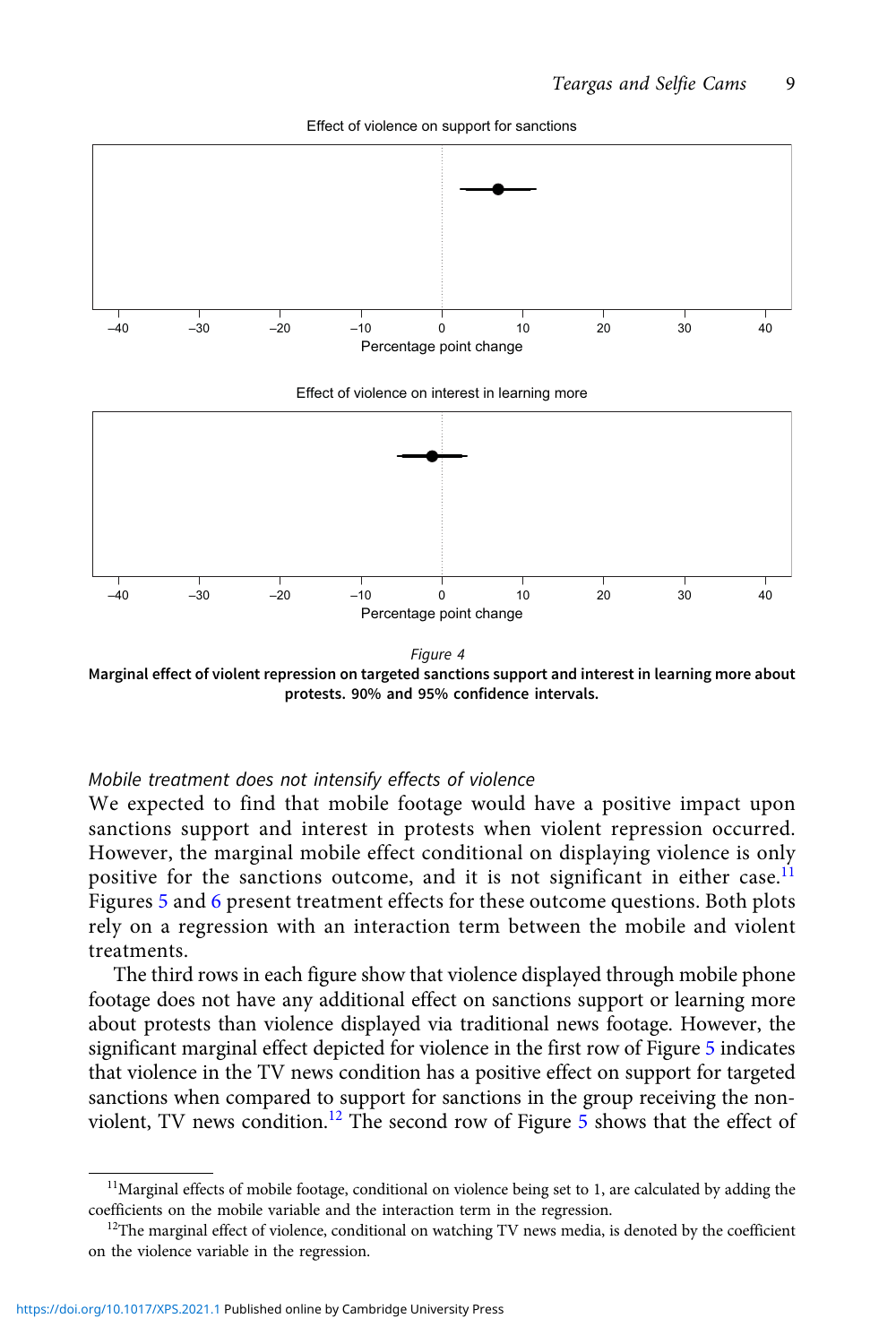Figure 4

**Marginal effect of violent repression on targeted sanctions support and interest in learning more about protests. 90% and 95% confidence intervals.**

*Mobile treatment does not intensify effects of violence*

We expected to find that mobile footage would have a positive impact upon sanctions support and interest in protests when violent repression occurred. However, the marginal mobile effect conditional on displaying violence is only positive for the sanctions outcome, and it is not significant in either case.[11] Figures 5 and 6 present treatment effects for these outcome questions. Both plots rely on a regression with an interaction term between the mobile and violent treatments.

The third rows in each figure show that violence displayed through mobile phone footage does not have any additional effect on sanctions support or learning more about protests than violence displayed via traditional news footage. However, the significant marginal effect depicted for violence in the first row of Figure 5 indicates that violence in the TV news condition has a positive effect on support for targeted sanctions when compared to support for sanctions in the group receiving the non-violent, TV news condition.[12] The second row of Figure 5 shows that the effect of

---

[11]Marginal effects of mobile footage, conditional on violence being set to 1, are calculated by adding the coefficients on the mobile variable and the interaction term in the regression.

[12]The marginal effect of violence, conditional on watching TV news media, is denoted by the coefficient on the violence variable in the regression.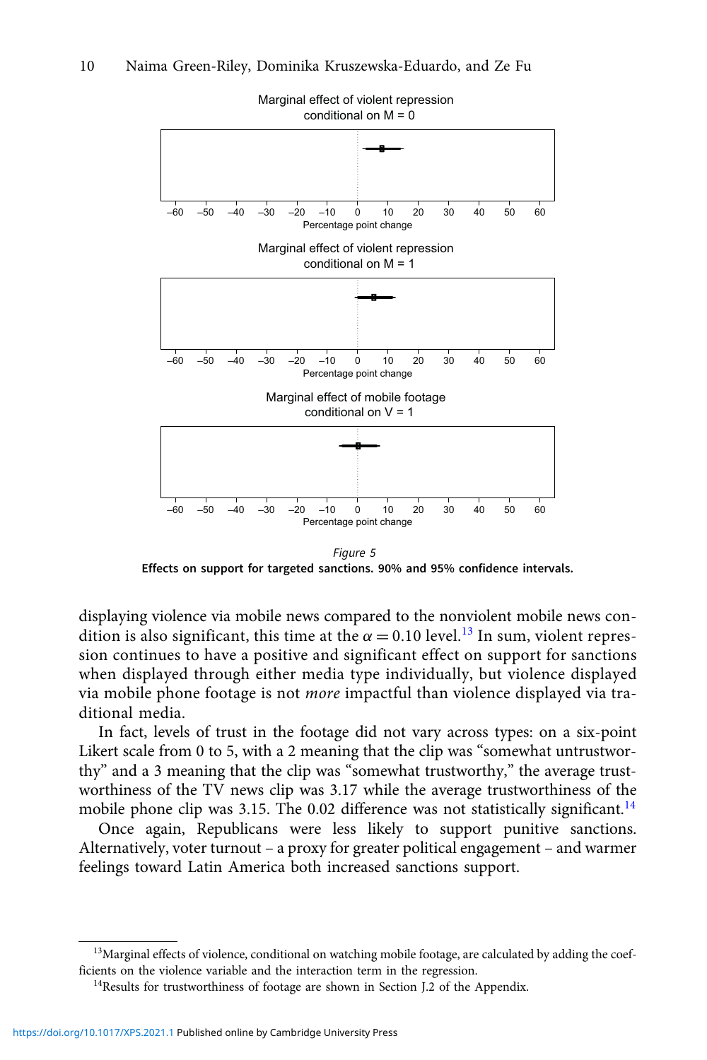Marginal effect of violent repression conditional on M = 0

Marginal effect of violent repression conditional on M = 1

Marginal effect of mobile footage conditional on V = 1

*Figure 5*

**Effects on support for targeted sanctions. 90% and 95% confidence intervals.**

displaying violence via mobile news compared to the nonviolent mobile news condition is also significant, this time at the $\alpha = 0.10$ level.[13] In sum, violent repression continues to have a positive and significant effect on support for sanctions when displayed through either media type individually, but violence displayed via mobile phone footage is not *more* impactful than violence displayed via traditional media.

In fact, levels of trust in the footage did not vary across types: on a six-point Likert scale from 0 to 5, with a 2 meaning that the clip was "somewhat untrustworthy" and a 3 meaning that the clip was "somewhat trustworthy," the average trustworthiness of the TV news clip was 3.17 while the average trustworthiness of the mobile phone clip was 3.15. The 0.02 difference was not statistically significant.[14]

Once again, Republicans were less likely to support punitive sanctions. Alternatively, voter turnout – a proxy for greater political engagement – and warmer feelings toward Latin America both increased sanctions support.

[13]Marginal effects of violence, conditional on watching mobile footage, are calculated by adding the coefficients on the violence variable and the interaction term in the regression.

[14]Results for trustworthiness of footage are shown in Section J.2 of the Appendix.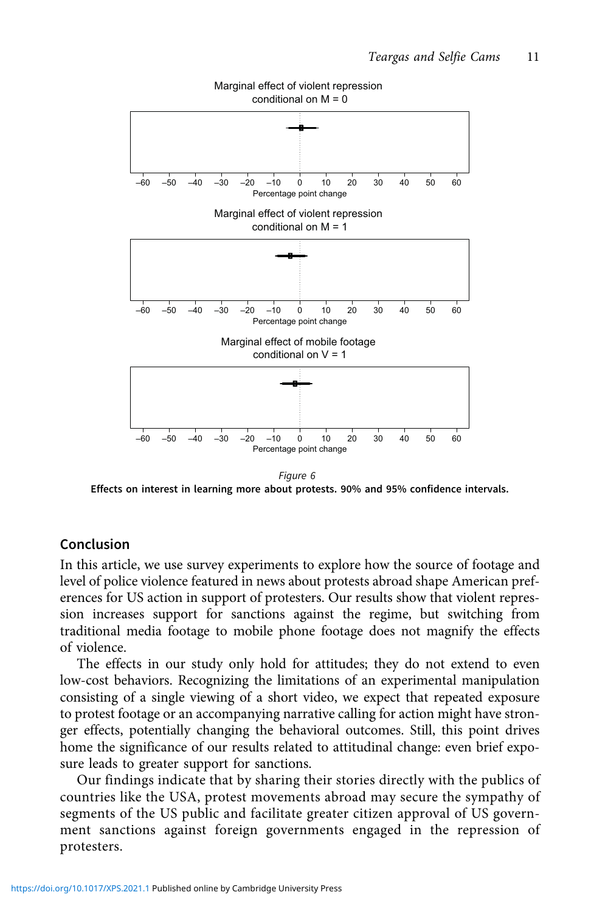Marginal effect of violent repression conditional on M = 0

Marginal effect of violent repression conditional on M = 1

Marginal effect of mobile footage conditional on V = 1

*Figure 6*

**Effects on interest in learning more about protests. 90% and 95% confidence intervals.**

## Conclusion

In this article, we use survey experiments to explore how the source of footage and level of police violence featured in news about protests abroad shape American preferences for US action in support of protesters. Our results show that violent repression increases support for sanctions against the regime, but switching from traditional media footage to mobile phone footage does not magnify the effects of violence.

The effects in our study only hold for attitudes; they do not extend to even low-cost behaviors. Recognizing the limitations of an experimental manipulation consisting of a single viewing of a short video, we expect that repeated exposure to protest footage or an accompanying narrative calling for action might have stronger effects, potentially changing the behavioral outcomes. Still, this point drives home the significance of our results related to attitudinal change: even brief exposure leads to greater support for sanctions.

Our findings indicate that by sharing their stories directly with the publics of countries like the USA, protest movements abroad may secure the sympathy of segments of the US public and facilitate greater citizen approval of US government sanctions against foreign governments engaged in the repression of protesters.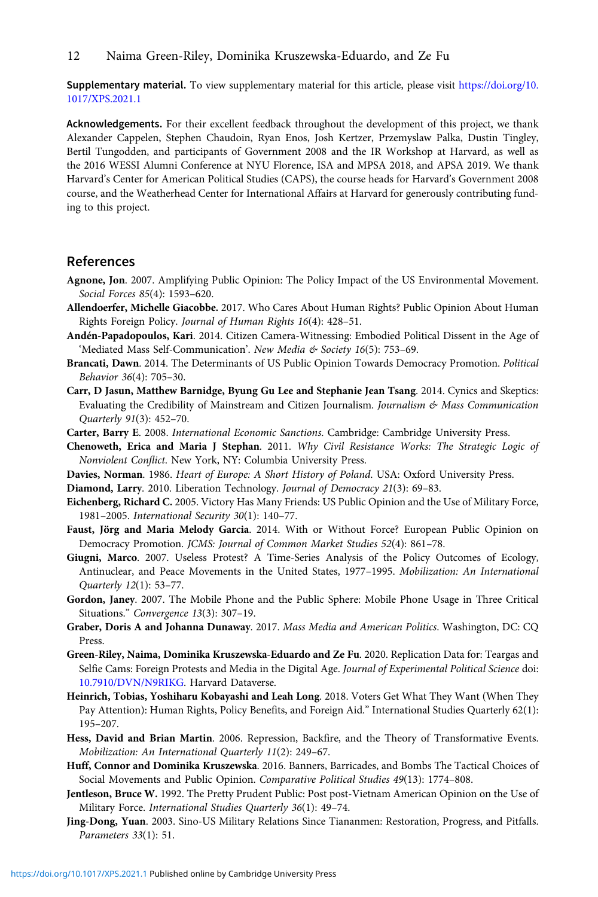**Supplementary material.** To view supplementary material for this article, please visit https://doi.org/10.1017/XPS.2021.1

**Acknowledgements.** For their excellent feedback throughout the development of this project, we thank Alexander Cappelen, Stephen Chaudoin, Ryan Enos, Josh Kertzer, Przemyslaw Palka, Dustin Tingley, Bertil Tungodden, and participants of Government 2008 and the IR Workshop at Harvard, as well as the 2016 WESSI Alumni Conference at NYU Florence, ISA and MPSA 2018, and APSA 2019. We thank Harvard's Center for American Political Studies (CAPS), the course heads for Harvard's Government 2008 course, and the Weatherhead Center for International Affairs at Harvard for generously contributing funding to this project.

## References

**Agnone, Jon**. 2007. Amplifying Public Opinion: The Policy Impact of the US Environmental Movement. *Social Forces 85*(4): 1593–620.

**Allendoerfer, Michelle Giacobbe.** 2017. Who Cares About Human Rights? Public Opinion About Human Rights Foreign Policy. *Journal of Human Rights 16*(4): 428–51.

**Andén-Papadopoulos, Kari**. 2014. Citizen Camera-Witnessing: Embodied Political Dissent in the Age of 'Mediated Mass Self-Communication'. *New Media & Society 16*(5): 753–69.

**Brancati, Dawn**. 2014. The Determinants of US Public Opinion Towards Democracy Promotion. *Political Behavior 36*(4): 705–30.

**Carr, D Jasun, Matthew Barnidge, Byung Gu Lee and Stephanie Jean Tsang**. 2014. Cynics and Skeptics: Evaluating the Credibility of Mainstream and Citizen Journalism. *Journalism & Mass Communication Quarterly 91*(3): 452–70.

**Carter, Barry E**. 2008. *International Economic Sanctions*. Cambridge: Cambridge University Press.

**Chenoweth, Erica and Maria J Stephan**. 2011. *Why Civil Resistance Works: The Strategic Logic of Nonviolent Conflict*. New York, NY: Columbia University Press.

**Davies, Norman**. 1986. *Heart of Europe: A Short History of Poland*. USA: Oxford University Press.

**Diamond, Larry**. 2010. Liberation Technology. *Journal of Democracy 21*(3): 69–83.

**Eichenberg, Richard C.** 2005. Victory Has Many Friends: US Public Opinion and the Use of Military Force, 1981–2005. *International Security 30*(1): 140–77.

**Faust, Jörg and Maria Melody Garcia**. 2014. With or Without Force? European Public Opinion on Democracy Promotion. *JCMS: Journal of Common Market Studies 52*(4): 861–78.

**Giugni, Marco**. 2007. Useless Protest? A Time-Series Analysis of the Policy Outcomes of Ecology, Antinuclear, and Peace Movements in the United States, 1977–1995. *Mobilization: An International Quarterly 12*(1): 53–77.

**Gordon, Janey**. 2007. The Mobile Phone and the Public Sphere: Mobile Phone Usage in Three Critical Situations." *Convergence 13*(3): 307–19.

**Graber, Doris A and Johanna Dunaway**. 2017. *Mass Media and American Politics*. Washington, DC: CQ Press.

**Green-Riley, Naima, Dominika Kruszewska-Eduardo and Ze Fu**. 2020. Replication Data for: Teargas and Selfie Cams: Foreign Protests and Media in the Digital Age. *Journal of Experimental Political Science* doi: 10.7910/DVN/N9RIKG. Harvard Dataverse.

**Heinrich, Tobias, Yoshiharu Kobayashi and Leah Long**. 2018. Voters Get What They Want (When They Pay Attention): Human Rights, Policy Benefits, and Foreign Aid." International Studies Quarterly 62(1): 195–207.

**Hess, David and Brian Martin**. 2006. Repression, Backfire, and the Theory of Transformative Events. *Mobilization: An International Quarterly 11*(2): 249–67.

**Huff, Connor and Dominika Kruszewska**. 2016. Banners, Barricades, and Bombs The Tactical Choices of Social Movements and Public Opinion. *Comparative Political Studies 49*(13): 1774–808.

**Jentleson, Bruce W.** 1992. The Pretty Prudent Public: Post post-Vietnam American Opinion on the Use of Military Force. *International Studies Quarterly 36*(1): 49–74.

**Jing-Dong, Yuan**. 2003. Sino-US Military Relations Since Tiananmen: Restoration, Progress, and Pitfalls. *Parameters 33*(1): 51.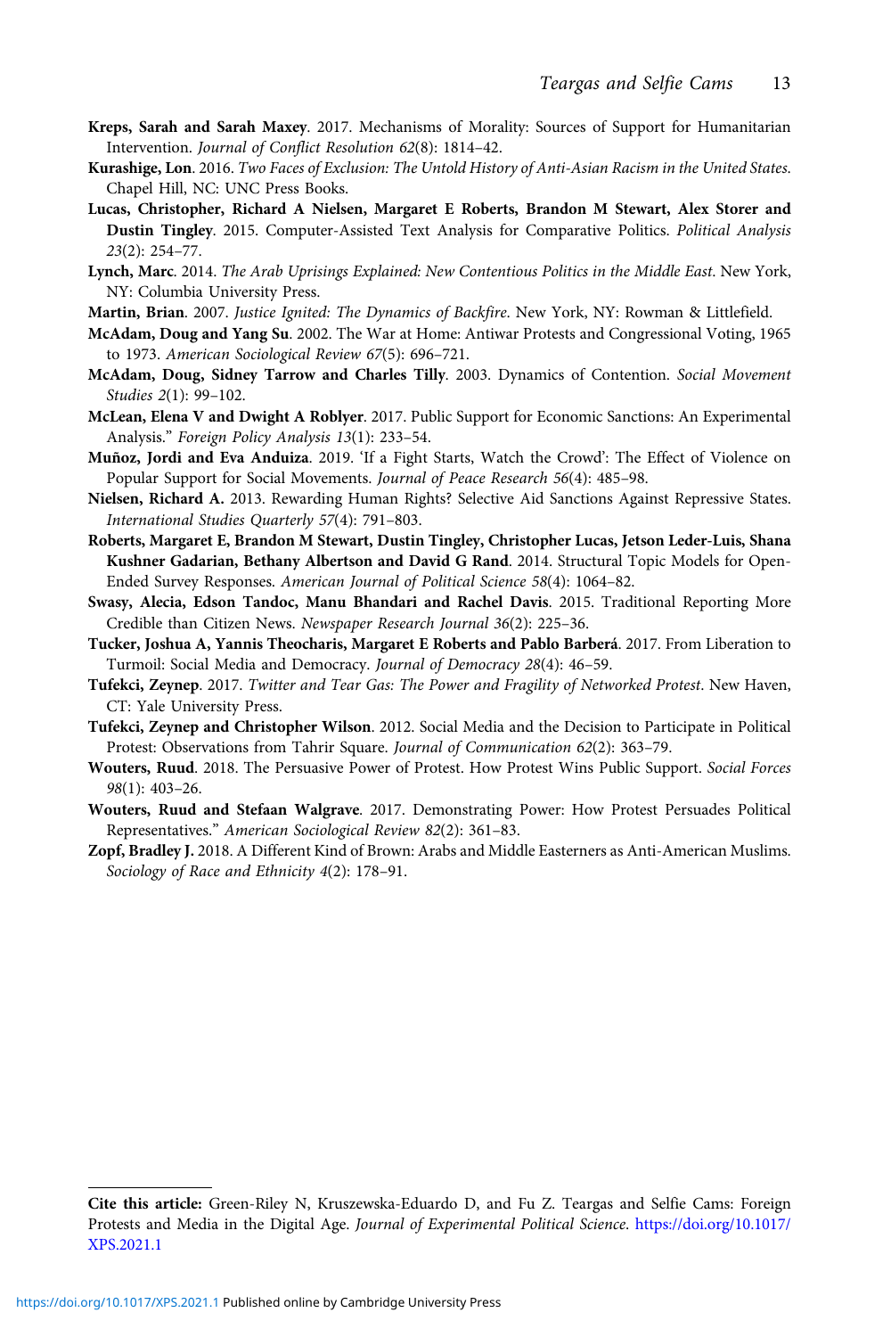**Kreps, Sarah and Sarah Maxey**. 2017. Mechanisms of Morality: Sources of Support for Humanitarian Intervention. *Journal of Conflict Resolution 62*(8): 1814–42.

**Kurashige, Lon**. 2016. *Two Faces of Exclusion: The Untold History of Anti-Asian Racism in the United States*. Chapel Hill, NC: UNC Press Books.

**Lucas, Christopher, Richard A Nielsen, Margaret E Roberts, Brandon M Stewart, Alex Storer and Dustin Tingley**. 2015. Computer-Assisted Text Analysis for Comparative Politics. *Political Analysis 23*(2): 254–77.

**Lynch, Marc**. 2014. *The Arab Uprisings Explained: New Contentious Politics in the Middle East*. New York, NY: Columbia University Press.

**Martin, Brian**. 2007. *Justice Ignited: The Dynamics of Backfire*. New York, NY: Rowman & Littlefield.

**McAdam, Doug and Yang Su**. 2002. The War at Home: Antiwar Protests and Congressional Voting, 1965 to 1973. *American Sociological Review 67*(5): 696–721.

**McAdam, Doug, Sidney Tarrow and Charles Tilly**. 2003. Dynamics of Contention. *Social Movement Studies 2*(1): 99–102.

**McLean, Elena V and Dwight A Roblyer**. 2017. Public Support for Economic Sanctions: An Experimental Analysis." *Foreign Policy Analysis 13*(1): 233–54.

**Muñoz, Jordi and Eva Anduiza**. 2019. 'If a Fight Starts, Watch the Crowd': The Effect of Violence on Popular Support for Social Movements. *Journal of Peace Research 56*(4): 485–98.

**Nielsen, Richard A.** 2013. Rewarding Human Rights? Selective Aid Sanctions Against Repressive States. *International Studies Quarterly 57*(4): 791–803.

**Roberts, Margaret E, Brandon M Stewart, Dustin Tingley, Christopher Lucas, Jetson Leder-Luis, Shana Kushner Gadarian, Bethany Albertson and David G Rand**. 2014. Structural Topic Models for Open-Ended Survey Responses. *American Journal of Political Science 58*(4): 1064–82.

**Swasy, Alecia, Edson Tandoc, Manu Bhandari and Rachel Davis**. 2015. Traditional Reporting More Credible than Citizen News. *Newspaper Research Journal 36*(2): 225–36.

**Tucker, Joshua A, Yannis Theocharis, Margaret E Roberts and Pablo Barberá**. 2017. From Liberation to Turmoil: Social Media and Democracy. *Journal of Democracy 28*(4): 46–59.

**Tufekci, Zeynep**. 2017. *Twitter and Tear Gas: The Power and Fragility of Networked Protest*. New Haven, CT: Yale University Press.

**Tufekci, Zeynep and Christopher Wilson**. 2012. Social Media and the Decision to Participate in Political Protest: Observations from Tahrir Square. *Journal of Communication 62*(2): 363–79.

**Wouters, Ruud**. 2018. The Persuasive Power of Protest. How Protest Wins Public Support. *Social Forces 98*(1): 403–26.

**Wouters, Ruud and Stefaan Walgrave**. 2017. Demonstrating Power: How Protest Persuades Political Representatives." *American Sociological Review 82*(2): 361–83.

**Zopf, Bradley J.** 2018. A Different Kind of Brown: Arabs and Middle Easterners as Anti-American Muslims. *Sociology of Race and Ethnicity 4*(2): 178–91.

---

**Cite this article:** Green-Riley N, Kruszewska-Eduardo D, and Fu Z. Teargas and Selfie Cams: Foreign Protests and Media in the Digital Age. *Journal of Experimental Political Science*. https://doi.org/10.1017/XPS.2021.1